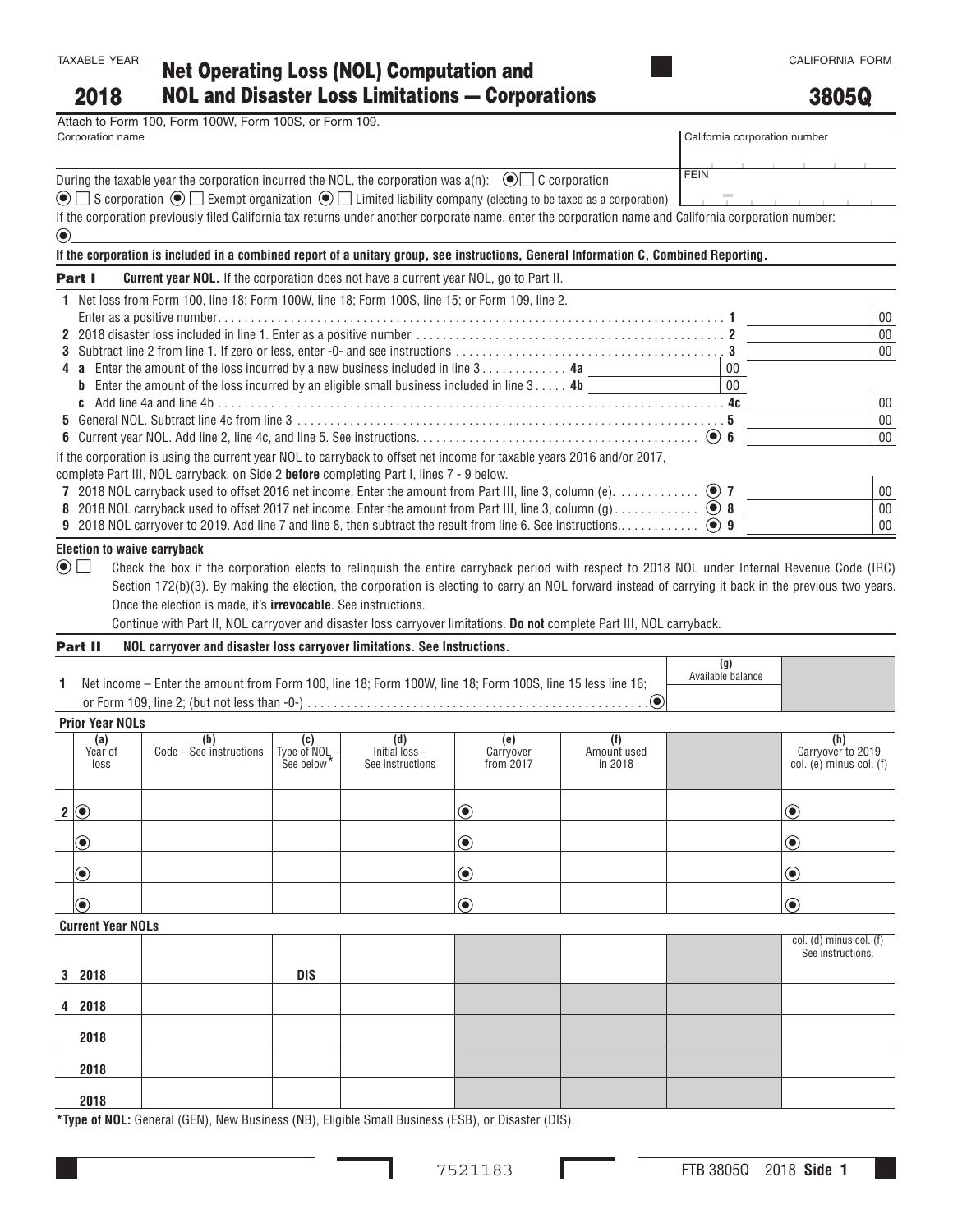TAXABLE YEAR

# 2018 Net Operating Loss (NOL) Computation and NOL and Disaster Loss Limitations — Corporations

CALIFORNIA FORM

# 3805Q

Attach to Form 100, Form 100W, Form 100S, or Form 109.

Corporation name | California corporation number

FEIN

During the taxable year the corporation incurred the NOL, the corporation was a(n): ☐ C corporation ☐ S corporation ☐ Exempt organization ☐ Limited liability company (electing to be taxed as a corporation)

If the corporation previously filed California tax returns under another corporate name, enter the corporation name and California corporation number:

**If the corporation is included in a combined report of a unitary group, see instructions, General Information C, Combined Reporting.**

## Part I Current year NOL.

If the corporation does not have a current year NOL, go to Part II.

1 Net loss from Form 100, line 18; Form 100W, line 18; Form 100S, line 15; or Form 109, line 2. Enter as a positive number . . . . . 1 ______ 00

2 2018 disaster loss included in line 1. Enter as a positive number . . . . . 2 ______ 00

3 Subtract line 2 from line 1. If zero or less, enter -0- and see instructions . . . . . 3 ______ 00

4 a Enter the amount of the loss incurred by a new business included in line 3 . . . . . 4a ______ 00

b Enter the amount of the loss incurred by an eligible small business included in line 3 . . . . . 4b ______ 00

c Add line 4a and line 4b . . . . . 4c ______ 00

5 General NOL. Subtract line 4c from line 3 . . . . . 5 ______ 00

6 Current year NOL. Add line 2, line 4c, and line 5. See instructions. . . . . . 6 ______ 00

If the corporation is using the current year NOL to carryback to offset net income for taxable years 2016 and/or 2017, complete Part III, NOL carryback, on Side 2 **before** completing Part I, lines 7 - 9 below.

7 2018 NOL carryback used to offset 2016 net income. Enter the amount from Part III, line 3, column (e). . . . . . 7 ______ 00

8 2018 NOL carryback used to offset 2017 net income. Enter the amount from Part III, line 3, column (g) . . . . . 8 ______ 00

9 2018 NOL carryover to 2019. Add line 7 and line 8, then subtract the result from line 6. See instructions. . . . . . 9 ______ 00

**Election to waive carryback**

☐ Check the box if the corporation elects to relinquish the entire carryback period with respect to 2018 NOL under Internal Revenue Code (IRC) Section 172(b)(3). By making the election, the corporation is electing to carry an NOL forward instead of carrying it back in the previous two years. Once the election is made, it's **irrevocable**. See instructions.

Continue with Part II, NOL carryover and disaster loss carryover limitations. **Do not** complete Part III, NOL carryback.

## Part II NOL carryover and disaster loss carryover limitations. See Instructions.

1 Net income – Enter the amount from Form 100, line 18; Form 100W, line 18; Form 100S, line 15 less line 16; or Form 109, line 2; (but not less than -0-) . . . . . (g) Available balance ______

**Prior Year NOLs**

| | (a) Year of loss | (b) Code – See instructions | (c) Type of NOL – See below* | (d) Initial loss – See instructions | (e) Carryover from 2017 | (f) Amount used in 2018 | (g) | (h) Carryover to 2019 col. (e) minus col. (f) |
|---|---|---|---|---|---|---|---|---|
| 2 | | | | | | | | |
| | | | | | | | | |
| | | | | | | | | |
| | | | | | | | | |

**Current Year NOLs**

| | (a) | (b) | (c) | (d) | (e) | (f) | (g) | col. (d) minus col. (f) See instructions. |
|---|---|---|---|---|---|---|---|---|
| 3 | 2018 | | DIS | | | | | |
| 4 | 2018 | | | | | | | |
| | 2018 | | | | | | | |
| | 2018 | | | | | | | |
| | 2018 | | | | | | | |

***Type of NOL:** General (GEN), New Business (NB), Eligible Small Business (ESB), or Disaster (DIS).

7521183

FTB 3805Q 2018 Side 1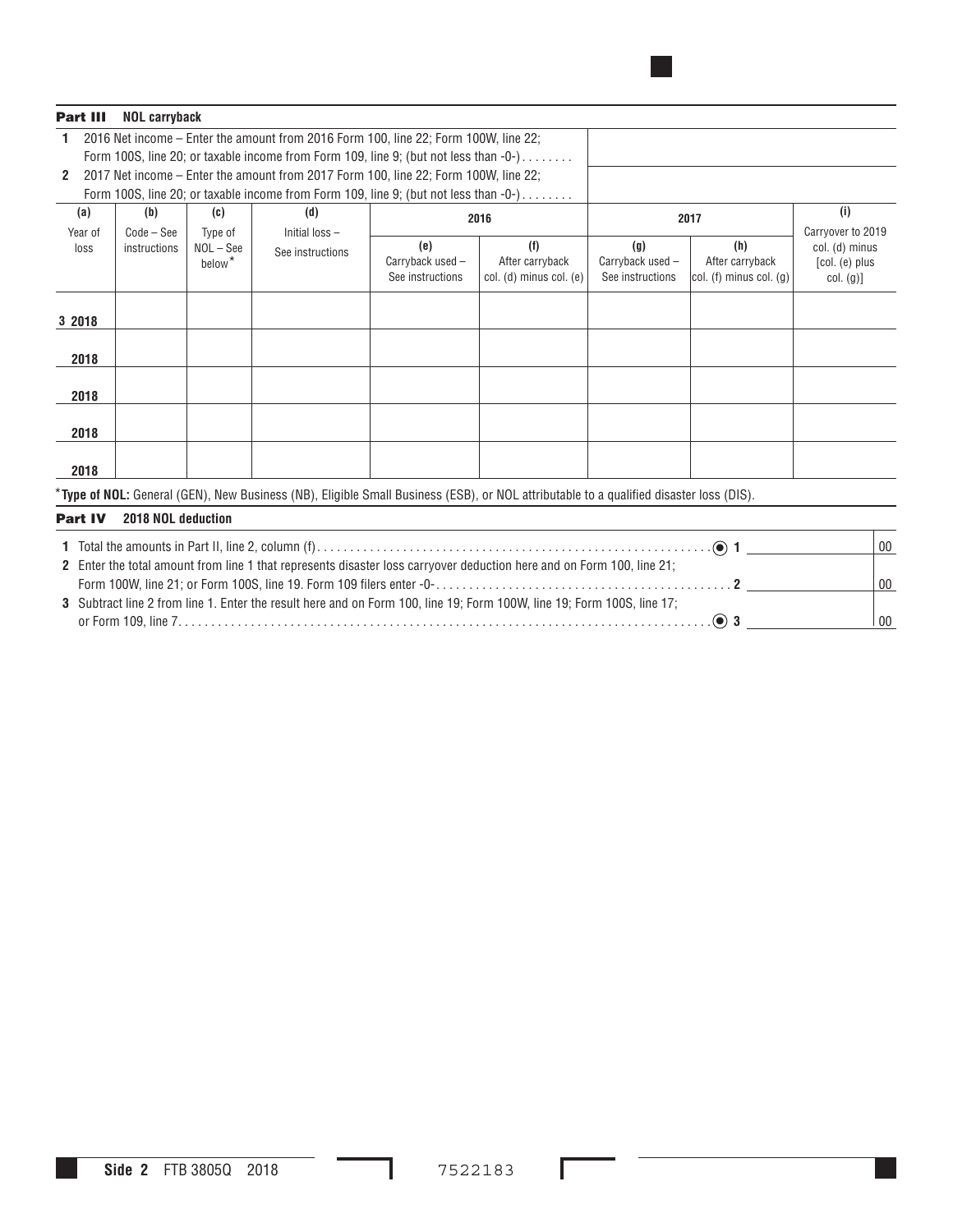## Part III NOL carryback

**1** 2016 Net income – Enter the amount from 2016 Form 100, line 22; Form 100W, line 22; Form 100S, line 20; or taxable income from Form 109, line 9; (but not less than -0-) . . . . . . . .

**2** 2017 Net income – Enter the amount from 2017 Form 100, line 22; Form 100W, line 22; Form 100S, line 20; or taxable income from Form 109, line 9; (but not less than -0-) . . . . . . . .

| (a) | (b) | (c) | (d) | 2016 | | 2017 | | (i) |
|---|---|---|---|---|---|---|---|---|
| Year of loss | Code – See instructions | Type of NOL – See below* | Initial loss – See instructions | (e) Carryback used – See instructions | (f) After carryback col. (d) minus col. (e) | (g) Carryback used – See instructions | (h) After carryback col. (f) minus col. (g) | Carryover to 2019 col. (d) minus [col. (e) plus col. (g)] |
| 3 2018 | | | | | | | | |
| 2018 | | | | | | | | |
| 2018 | | | | | | | | |
| 2018 | | | | | | | | |
| 2018 | | | | | | | | |

***Type of NOL:** General (GEN), New Business (NB), Eligible Small Business (ESB), or NOL attributable to a qualified disaster loss (DIS).

## Part IV 2018 NOL deduction

**1** Total the amounts in Part II, line 2, column (f). . . . . . . . . . . . . . . . . . . . . . . . . . . . . . . . . . . . . . . . . . . . . . . . . . . . . . . . . . . . ● **1** ______ 00

**2** Enter the total amount from line 1 that represents disaster loss carryover deduction here and on Form 100, line 21; Form 100W, line 21; or Form 100S, line 19. Form 109 filers enter -0-. . . . . . . . . . . . . . . . . . . . . . . . . . . . . . . . . . . . . . . . . . . . . **2** ______ 00

**3** Subtract line 2 from line 1. Enter the result here and on Form 100, line 19; Form 100W, line 19; Form 100S, line 17; or Form 109, line 7. . . . . . . . . . . . . . . . . . . . . . . . . . . . . . . . . . . . . . . . . . . . . . . . . . . . . . . . . . . . . . . . . . . . . . . . . . . . . . ● **3** ______ 00